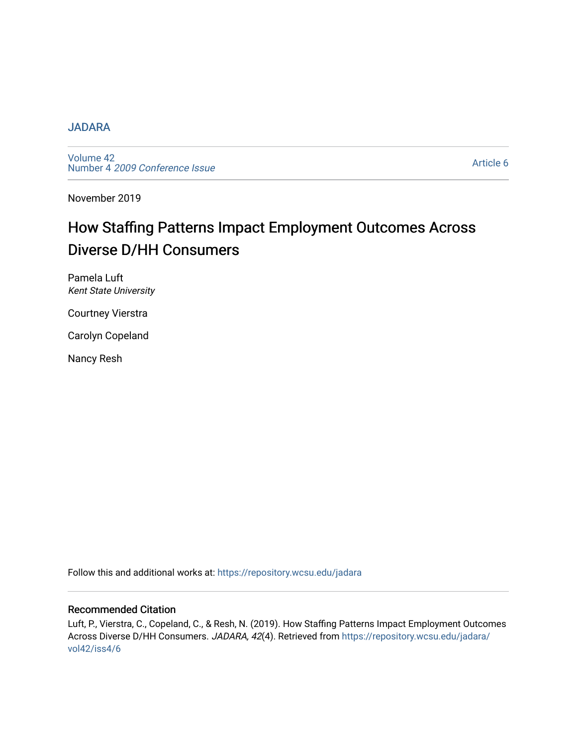JADARA

Volume 42
Number 4 *2009 Conference Issue*

Article 6

November 2019

# How Staffing Patterns Impact Employment Outcomes Across Diverse D/HH Consumers

Pamela Luft
*Kent State University*

Courtney Vierstra

Carolyn Copeland

Nancy Resh

Follow this and additional works at: https://repository.wcsu.edu/jadara

## Recommended Citation

Luft, P., Vierstra, C., Copeland, C., & Resh, N. (2019). How Staffing Patterns Impact Employment Outcomes Across Diverse D/HH Consumers. *JADARA, 42*(4). Retrieved from https://repository.wcsu.edu/jadara/vol42/iss4/6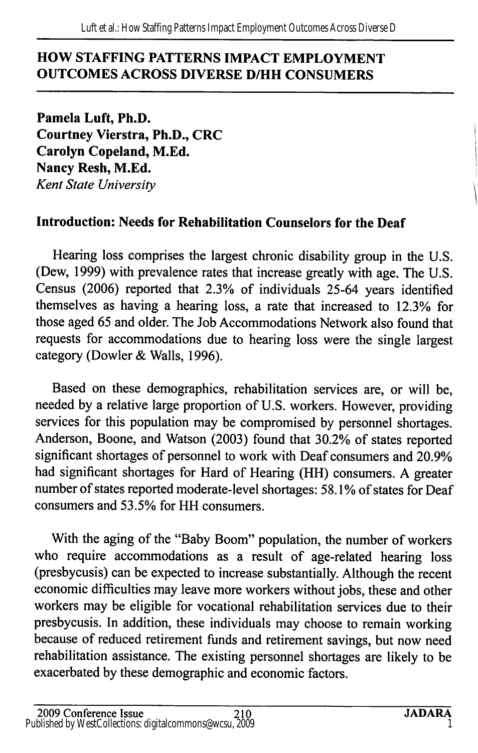## HOW STAFFING PATTERNS IMPACT EMPLOYMENT OUTCOMES ACROSS DIVERSE D/HH CONSUMERS

**Pamela Luft, Ph.D.**
**Courtney Vierstra, Ph.D., CRC**
**Carolyn Copeland, M.Ed.**
**Nancy Resh, M.Ed.**
*Kent State University*

### Introduction: Needs for Rehabilitation Counselors for the Deaf

Hearing loss comprises the largest chronic disability group in the U.S. (Dew, 1999) with prevalence rates that increase greatly with age. The U.S. Census (2006) reported that 2.3% of individuals 25-64 years identified themselves as having a hearing loss, a rate that increased to 12.3% for those aged 65 and older. The Job Accommodations Network also found that requests for accommodations due to hearing loss were the single largest category (Dowler & Walls, 1996).

Based on these demographics, rehabilitation services are, or will be, needed by a relative large proportion of U.S. workers. However, providing services for this population may be compromised by personnel shortages. Anderson, Boone, and Watson (2003) found that 30.2% of states reported significant shortages of personnel to work with Deaf consumers and 20.9% had significant shortages for Hard of Hearing (HH) consumers. A greater number of states reported moderate-level shortages: 58.1% of states for Deaf consumers and 53.5% for HH consumers.

With the aging of the "Baby Boom" population, the number of workers who require accommodations as a result of age-related hearing loss (presbycusis) can be expected to increase substantially. Although the recent economic difficulties may leave more workers without jobs, these and other workers may be eligible for vocational rehabilitation services due to their presbycusis. In addition, these individuals may choose to remain working because of reduced retirement funds and retirement savings, but now need rehabilitation assistance. The existing personnel shortages are likely to be exacerbated by these demographic and economic factors.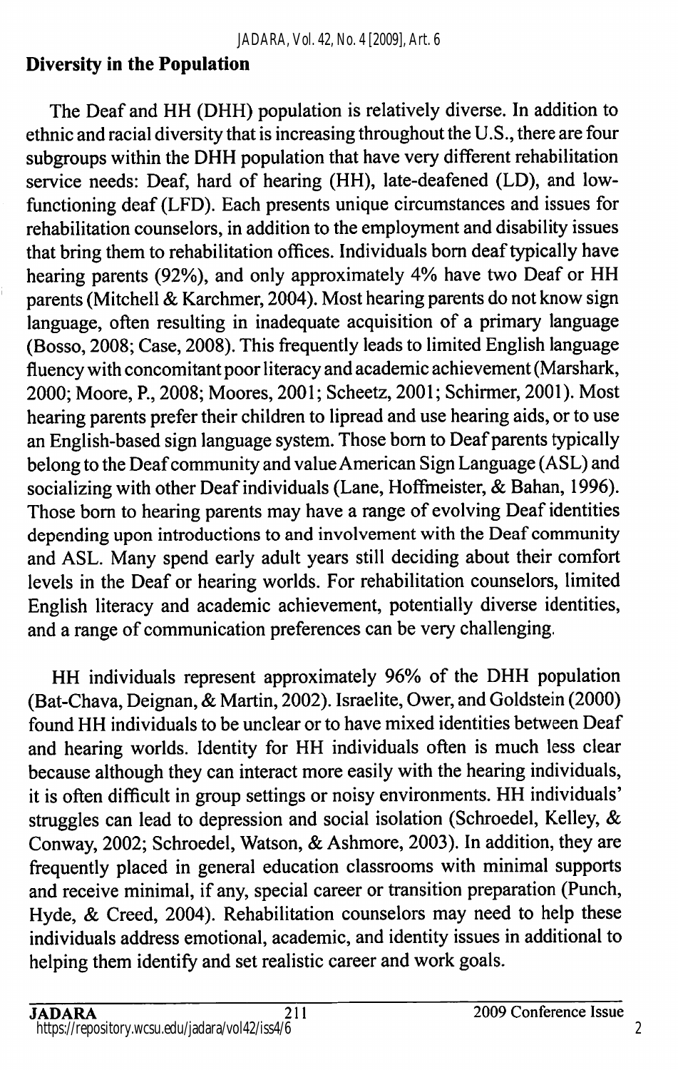## Diversity in the Population

The Deaf and HH (DHH) population is relatively diverse. In addition to ethnic and racial diversity that is increasing throughout the U.S., there are four subgroups within the DHH population that have very different rehabilitation service needs: Deaf, hard of hearing (HH), late-deafened (LD), and low-functioning deaf (LFD). Each presents unique circumstances and issues for rehabilitation counselors, in addition to the employment and disability issues that bring them to rehabilitation offices. Individuals born deaf typically have hearing parents (92%), and only approximately 4% have two Deaf or HH parents (Mitchell & Karchmer, 2004). Most hearing parents do not know sign language, often resulting in inadequate acquisition of a primary language (Bosso, 2008; Case, 2008). This frequently leads to limited English language fluency with concomitant poor literacy and academic achievement (Marshark, 2000; Moore, P., 2008; Moores, 2001; Scheetz, 2001; Schirmer, 2001). Most hearing parents prefer their children to lipread and use hearing aids, or to use an English-based sign language system. Those born to Deaf parents typically belong to the Deaf community and value American Sign Language (ASL) and socializing with other Deaf individuals (Lane, Hoffmeister, & Bahan, 1996). Those born to hearing parents may have a range of evolving Deaf identities depending upon introductions to and involvement with the Deaf community and ASL. Many spend early adult years still deciding about their comfort levels in the Deaf or hearing worlds. For rehabilitation counselors, limited English literacy and academic achievement, potentially diverse identities, and a range of communication preferences can be very challenging.

HH individuals represent approximately 96% of the DHH population (Bat-Chava, Deignan, & Martin, 2002). Israelite, Ower, and Goldstein (2000) found HH individuals to be unclear or to have mixed identities between Deaf and hearing worlds. Identity for HH individuals often is much less clear because although they can interact more easily with the hearing individuals, it is often difficult in group settings or noisy environments. HH individuals' struggles can lead to depression and social isolation (Schroedel, Kelley, & Conway, 2002; Schroedel, Watson, & Ashmore, 2003). In addition, they are frequently placed in general education classrooms with minimal supports and receive minimal, if any, special career or transition preparation (Punch, Hyde, & Creed, 2004). Rehabilitation counselors may need to help these individuals address emotional, academic, and identity issues in additional to helping them identify and set realistic career and work goals.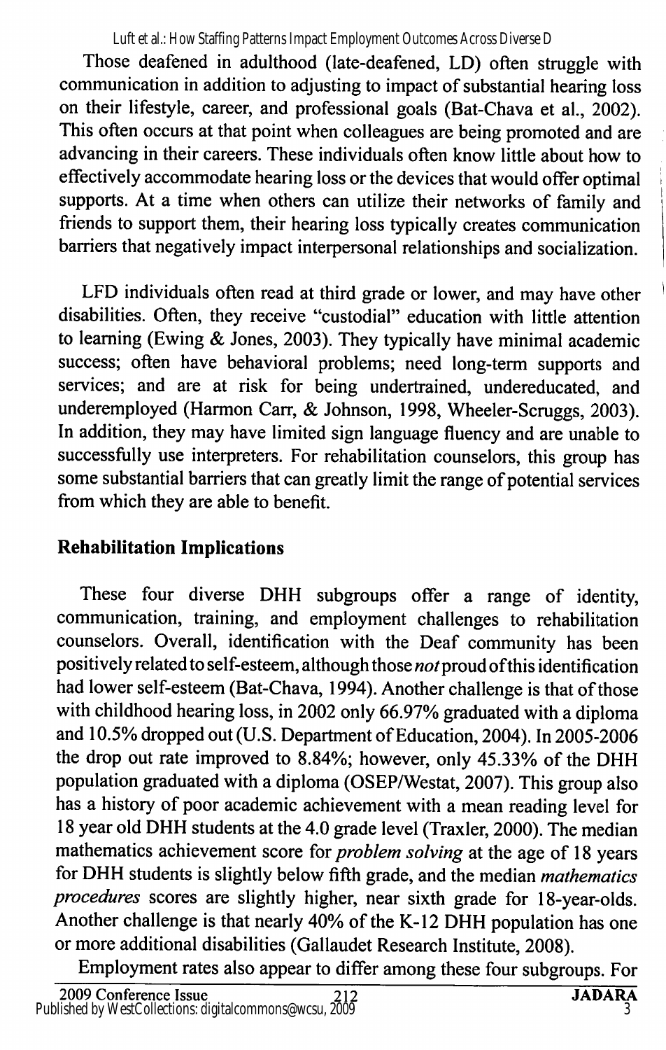Those deafened in adulthood (late-deafened, LD) often struggle with communication in addition to adjusting to impact of substantial hearing loss on their lifestyle, career, and professional goals (Bat-Chava et al., 2002). This often occurs at that point when colleagues are being promoted and are advancing in their careers. These individuals often know little about how to effectively accommodate hearing loss or the devices that would offer optimal supports. At a time when others can utilize their networks of family and friends to support them, their hearing loss typically creates communication barriers that negatively impact interpersonal relationships and socialization.

LFD individuals often read at third grade or lower, and may have other disabilities. Often, they receive "custodial" education with little attention to learning (Ewing & Jones, 2003). They typically have minimal academic success; often have behavioral problems; need long-term supports and services; and are at risk for being undertrained, undereducated, and underemployed (Harmon Carr, & Johnson, 1998, Wheeler-Scruggs, 2003). In addition, they may have limited sign language fluency and are unable to successfully use interpreters. For rehabilitation counselors, this group has some substantial barriers that can greatly limit the range of potential services from which they are able to benefit.

## Rehabilitation Implications

These four diverse DHH subgroups offer a range of identity, communication, training, and employment challenges to rehabilitation counselors. Overall, identification with the Deaf community has been positively related to self-esteem, although those *not* proud of this identification had lower self-esteem (Bat-Chava, 1994). Another challenge is that of those with childhood hearing loss, in 2002 only 66.97% graduated with a diploma and 10.5% dropped out (U.S. Department of Education, 2004). In 2005-2006 the drop out rate improved to 8.84%; however, only 45.33% of the DHH population graduated with a diploma (OSEP/Westat, 2007). This group also has a history of poor academic achievement with a mean reading level for 18 year old DHH students at the 4.0 grade level (Traxler, 2000). The median mathematics achievement score for *problem solving* at the age of 18 years for DHH students is slightly below fifth grade, and the median *mathematics procedures* scores are slightly higher, near sixth grade for 18-year-olds. Another challenge is that nearly 40% of the K-12 DHH population has one or more additional disabilities (Gallaudet Research Institute, 2008).

Employment rates also appear to differ among these four subgroups. For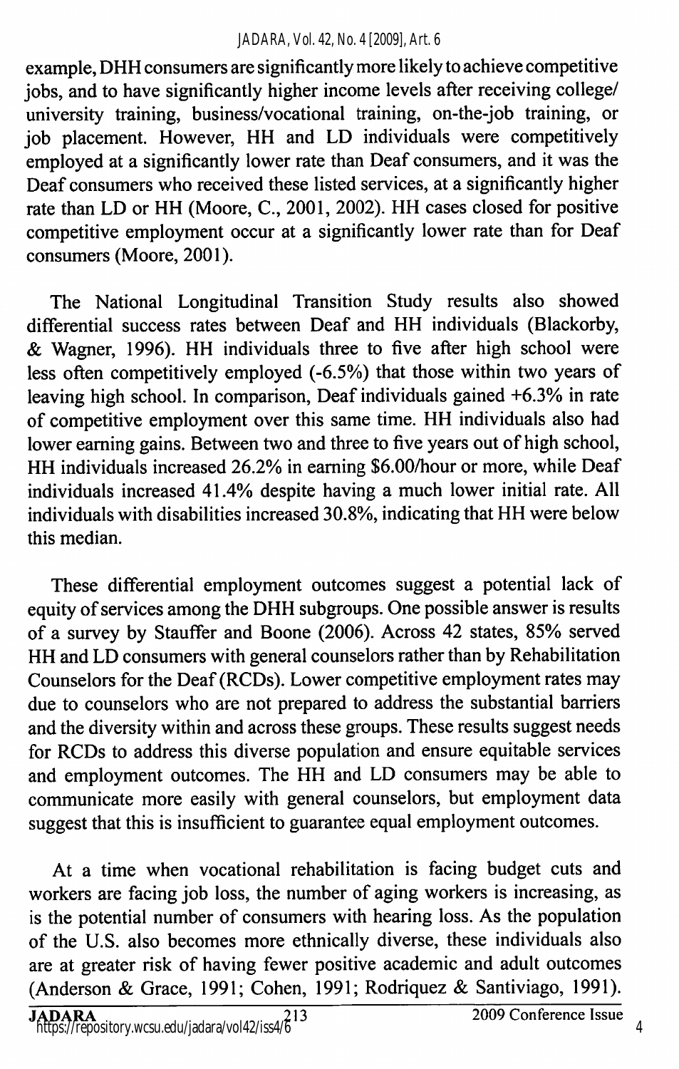example, DHH consumers are significantly more likely to achieve competitive jobs, and to have significantly higher income levels after receiving college/ university training, business/vocational training, on-the-job training, or job placement. However, HH and LD individuals were competitively employed at a significantly lower rate than Deaf consumers, and it was the Deaf consumers who received these listed services, at a significantly higher rate than LD or HH (Moore, C., 2001, 2002). HH cases closed for positive competitive employment occur at a significantly lower rate than for Deaf consumers (Moore, 2001).

The National Longitudinal Transition Study results also showed differential success rates between Deaf and HH individuals (Blackorby, & Wagner, 1996). HH individuals three to five after high school were less often competitively employed (-6.5%) that those within two years of leaving high school. In comparison, Deaf individuals gained +6.3% in rate of competitive employment over this same time. HH individuals also had lower earning gains. Between two and three to five years out of high school, HH individuals increased 26.2% in earning $6.00/hour or more, while Deaf individuals increased 41.4% despite having a much lower initial rate. All individuals with disabilities increased 30.8%, indicating that HH were below this median.

These differential employment outcomes suggest a potential lack of equity of services among the DHH subgroups. One possible answer is results of a survey by Stauffer and Boone (2006). Across 42 states, 85% served HH and LD consumers with general counselors rather than by Rehabilitation Counselors for the Deaf (RCDs). Lower competitive employment rates may due to counselors who are not prepared to address the substantial barriers and the diversity within and across these groups. These results suggest needs for RCDs to address this diverse population and ensure equitable services and employment outcomes. The HH and LD consumers may be able to communicate more easily with general counselors, but employment data suggest that this is insufficient to guarantee equal employment outcomes.

At a time when vocational rehabilitation is facing budget cuts and workers are facing job loss, the number of aging workers is increasing, as is the potential number of consumers with hearing loss. As the population of the U.S. also becomes more ethnically diverse, these individuals also are at greater risk of having fewer positive academic and adult outcomes (Anderson & Grace, 1991; Cohen, 1991; Rodriquez & Santiviago, 1991).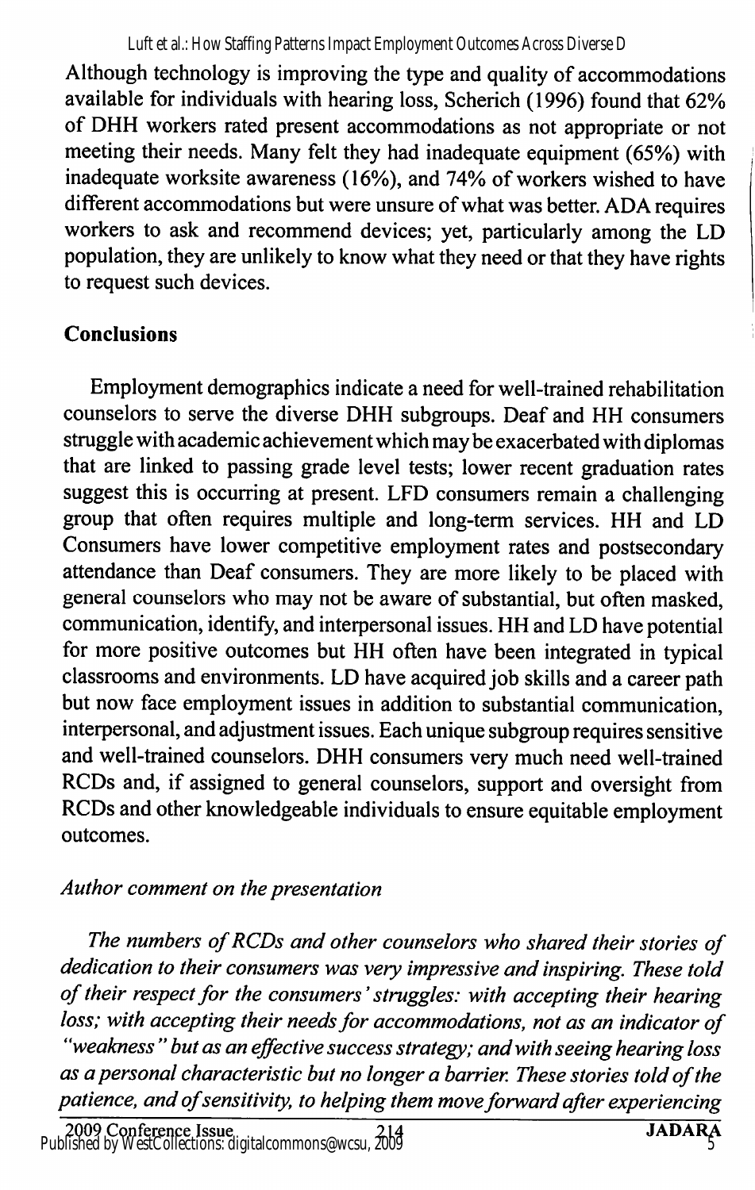Although technology is improving the type and quality of accommodations available for individuals with hearing loss, Scherich (1996) found that 62% of DHH workers rated present accommodations as not appropriate or not meeting their needs. Many felt they had inadequate equipment (65%) with inadequate worksite awareness (16%), and 74% of workers wished to have different accommodations but were unsure of what was better. ADA requires workers to ask and recommend devices; yet, particularly among the LD population, they are unlikely to know what they need or that they have rights to request such devices.

## Conclusions

Employment demographics indicate a need for well-trained rehabilitation counselors to serve the diverse DHH subgroups. Deaf and HH consumers struggle with academic achievement which may be exacerbated with diplomas that are linked to passing grade level tests; lower recent graduation rates suggest this is occurring at present. LFD consumers remain a challenging group that often requires multiple and long-term services. HH and LD Consumers have lower competitive employment rates and postsecondary attendance than Deaf consumers. They are more likely to be placed with general counselors who may not be aware of substantial, but often masked, communication, identify, and interpersonal issues. HH and LD have potential for more positive outcomes but HH often have been integrated in typical classrooms and environments. LD have acquired job skills and a career path but now face employment issues in addition to substantial communication, interpersonal, and adjustment issues. Each unique subgroup requires sensitive and well-trained counselors. DHH consumers very much need well-trained RCDs and, if assigned to general counselors, support and oversight from RCDs and other knowledgeable individuals to ensure equitable employment outcomes.

### *Author comment on the presentation*

*The numbers of RCDs and other counselors who shared their stories of dedication to their consumers was very impressive and inspiring. These told of their respect for the consumers' struggles: with accepting their hearing loss; with accepting their needs for accommodations, not as an indicator of "weakness" but as an effective success strategy; and with seeing hearing loss as a personal characteristic but no longer a barrier. These stories told of the patience, and of sensitivity, to helping them move forward after experiencing*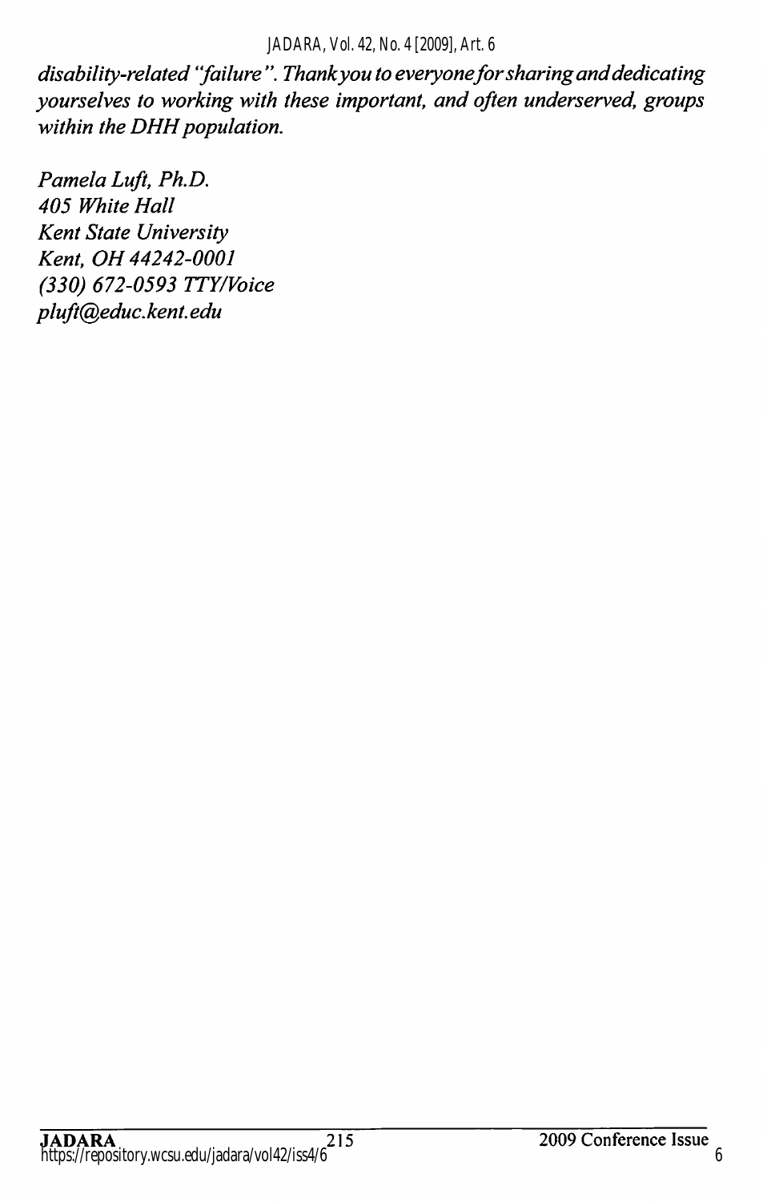*disability-related "failure". Thank you to everyone for sharing and dedicating yourselves to working with these important, and often underserved, groups within the DHH population.*

*Pamela Luft, Ph.D.*
*405 White Hall*
*Kent State University*
*Kent, OH 44242-0001*
*(330) 672-0593 TTY/Voice*
*pluft@educ.kent.edu*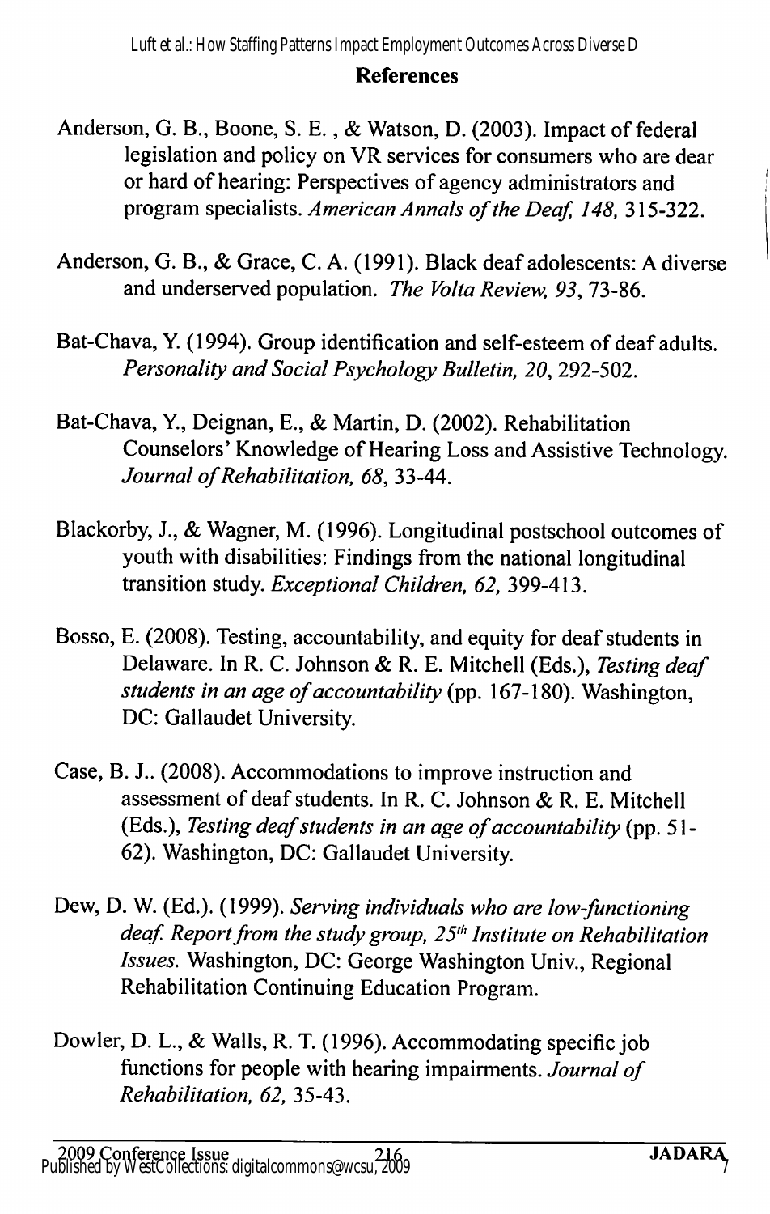## References

Anderson, G. B., Boone, S. E. , & Watson, D. (2003). Impact of federal legislation and policy on VR services for consumers who are dear or hard of hearing: Perspectives of agency administrators and program specialists. *American Annals of the Deaf, 148,* 315-322.

Anderson, G. B., & Grace, C. A. (1991). Black deaf adolescents: A diverse and underserved population. *The Volta Review, 93*, 73-86.

Bat-Chava, Y. (1994). Group identification and self-esteem of deaf adults. *Personality and Social Psychology Bulletin, 20*, 292-502.

Bat-Chava, Y., Deignan, E., & Martin, D. (2002). Rehabilitation Counselors' Knowledge of Hearing Loss and Assistive Technology. *Journal of Rehabilitation, 68*, 33-44.

Blackorby, J., & Wagner, M. (1996). Longitudinal postschool outcomes of youth with disabilities: Findings from the national longitudinal transition study. *Exceptional Children, 62,* 399-413.

Bosso, E. (2008). Testing, accountability, and equity for deaf students in Delaware. In R. C. Johnson & R. E. Mitchell (Eds.), *Testing deaf students in an age of accountability* (pp. 167-180). Washington, DC: Gallaudet University.

Case, B. J.. (2008). Accommodations to improve instruction and assessment of deaf students. In R. C. Johnson & R. E. Mitchell (Eds.), *Testing deaf students in an age of accountability* (pp. 51-62). Washington, DC: Gallaudet University.

Dew, D. W. (Ed.). (1999). *Serving individuals who are low-functioning deaf. Report from the study group, 25th Institute on Rehabilitation Issues.* Washington, DC: George Washington Univ., Regional Rehabilitation Continuing Education Program.

Dowler, D. L., & Walls, R. T. (1996). Accommodating specific job functions for people with hearing impairments. *Journal of Rehabilitation, 62,* 35-43.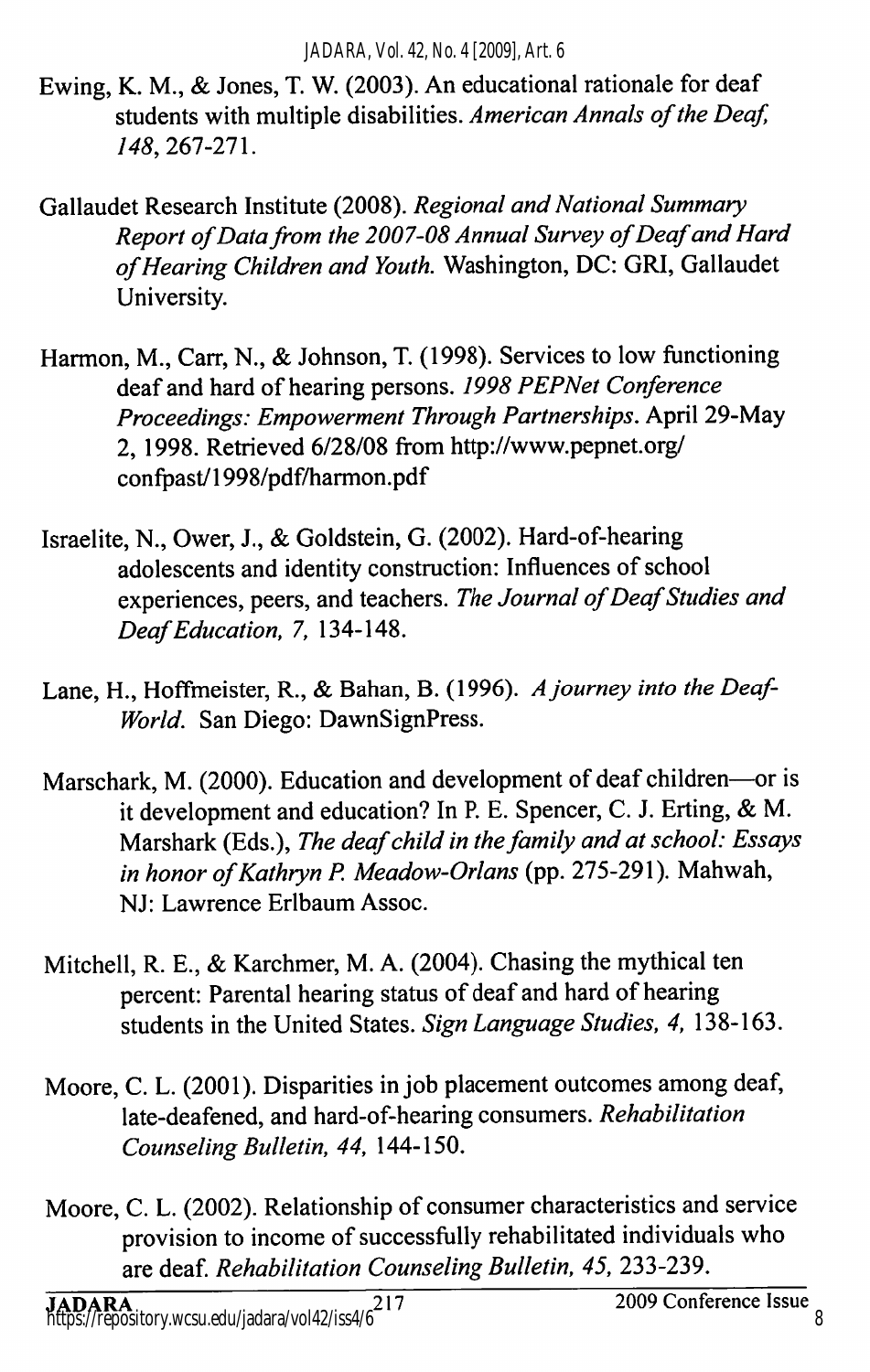Ewing, K. M., & Jones, T. W. (2003). An educational rationale for deaf students with multiple disabilities. *American Annals of the Deaf, 148*, 267-271.

Gallaudet Research Institute (2008). *Regional and National Summary Report of Data from the 2007-08 Annual Survey of Deaf and Hard of Hearing Children and Youth.* Washington, DC: GRI, Gallaudet University.

Harmon, M., Carr, N., & Johnson, T. (1998). Services to low functioning deaf and hard of hearing persons. *1998 PEPNet Conference Proceedings: Empowerment Through Partnerships*. April 29-May 2, 1998. Retrieved 6/28/08 from http://www.pepnet.org/confpast/1998/pdf/harmon.pdf

Israelite, N., Ower, J., & Goldstein, G. (2002). Hard-of-hearing adolescents and identity construction: Influences of school experiences, peers, and teachers. *The Journal of Deaf Studies and Deaf Education, 7,* 134-148.

Lane, H., Hoffmeister, R., & Bahan, B. (1996). *A journey into the Deaf-World.* San Diego: DawnSignPress.

Marschark, M. (2000). Education and development of deaf children—or is it development and education? In P. E. Spencer, C. J. Erting, & M. Marshark (Eds.), *The deaf child in the family and at school: Essays in honor of Kathryn P. Meadow-Orlans* (pp. 275-291). Mahwah, NJ: Lawrence Erlbaum Assoc.

Mitchell, R. E., & Karchmer, M. A. (2004). Chasing the mythical ten percent: Parental hearing status of deaf and hard of hearing students in the United States. *Sign Language Studies, 4,* 138-163.

Moore, C. L. (2001). Disparities in job placement outcomes among deaf, late-deafened, and hard-of-hearing consumers. *Rehabilitation Counseling Bulletin, 44,* 144-150.

Moore, C. L. (2002). Relationship of consumer characteristics and service provision to income of successfully rehabilitated individuals who are deaf. *Rehabilitation Counseling Bulletin, 45,* 233-239.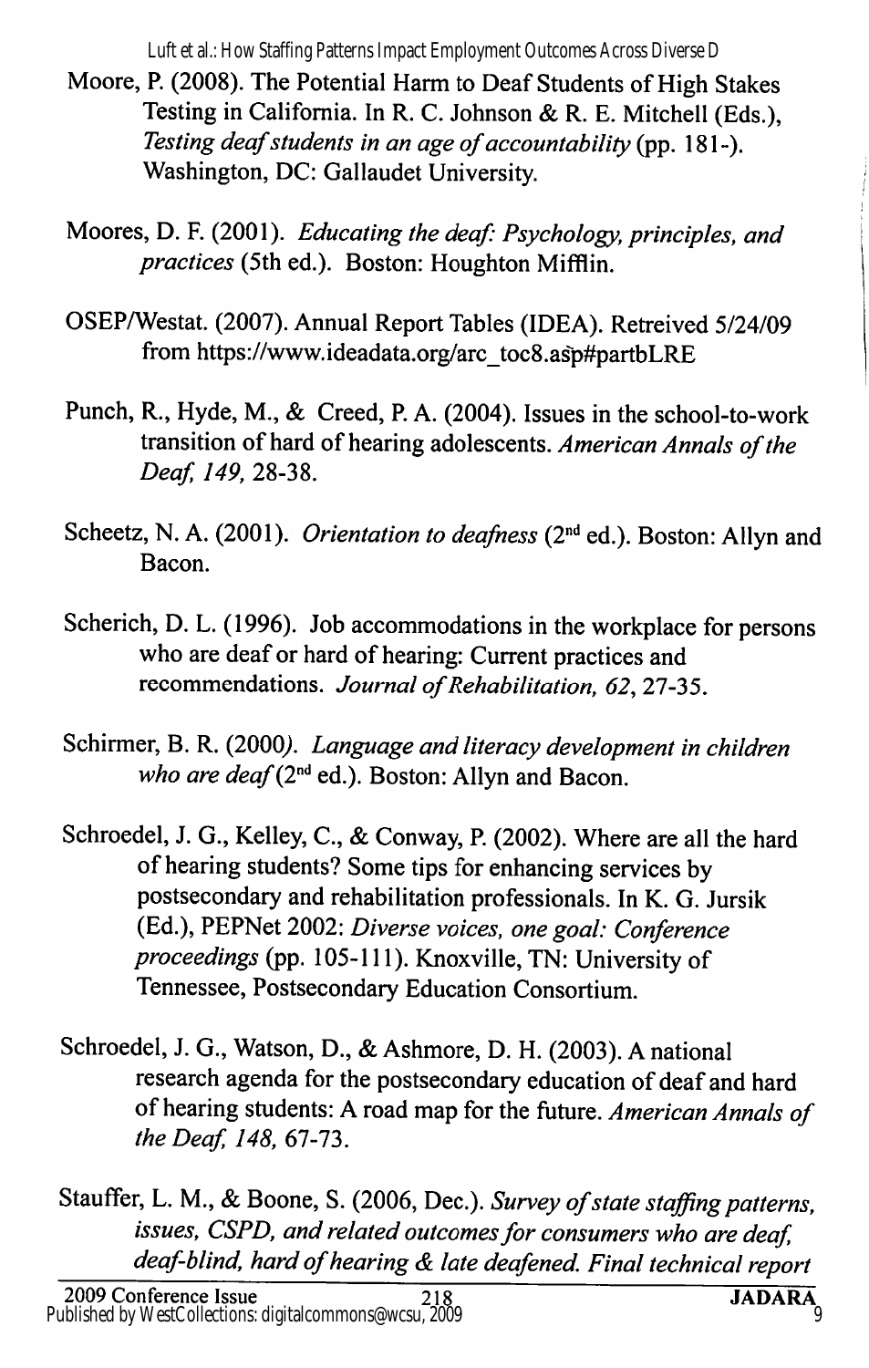Moore, P. (2008). The Potential Harm to Deaf Students of High Stakes Testing in California. In R. C. Johnson & R. E. Mitchell (Eds.), *Testing deaf students in an age of accountability* (pp. 181-). Washington, DC: Gallaudet University.

Moores, D. F. (2001). *Educating the deaf: Psychology, principles, and practices* (5th ed.). Boston: Houghton Mifflin.

OSEP/Westat. (2007). Annual Report Tables (IDEA). Retreived 5/24/09 from https://www.ideadata.org/arc_toc8.asp#partbLRE

Punch, R., Hyde, M., & Creed, P. A. (2004). Issues in the school-to-work transition of hard of hearing adolescents. *American Annals of the Deaf, 149,* 28-38.

Scheetz, N. A. (2001). *Orientation to deafness* (2nd ed.). Boston: Allyn and Bacon.

Scherich, D. L. (1996). Job accommodations in the workplace for persons who are deaf or hard of hearing: Current practices and recommendations. *Journal of Rehabilitation, 62,* 27-35.

Schirmer, B. R. (2000). *Language and literacy development in children who are deaf* (2nd ed.). Boston: Allyn and Bacon.

Schroedel, J. G., Kelley, C., & Conway, P. (2002). Where are all the hard of hearing students? Some tips for enhancing services by postsecondary and rehabilitation professionals. In K. G. Jursik (Ed.), PEPNet 2002: *Diverse voices, one goal: Conference proceedings* (pp. 105-111). Knoxville, TN: University of Tennessee, Postsecondary Education Consortium.

Schroedel, J. G., Watson, D., & Ashmore, D. H. (2003). A national research agenda for the postsecondary education of deaf and hard of hearing students: A road map for the future. *American Annals of the Deaf, 148,* 67-73.

Stauffer, L. M., & Boone, S. (2006, Dec.). *Survey of state staffing patterns, issues, CSPD, and related outcomes for consumers who are deaf, deaf-blind, hard of hearing & late deafened. Final technical report*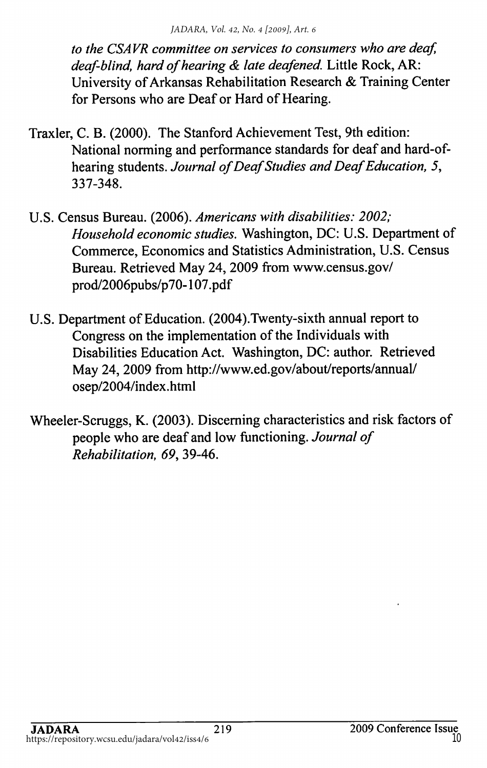*to the CSAVR committee on services to consumers who are deaf, deaf-blind, hard of hearing & late deafened.* Little Rock, AR: University of Arkansas Rehabilitation Research & Training Center for Persons who are Deaf or Hard of Hearing.

Traxler, C. B. (2000). The Stanford Achievement Test, 9th edition: National norming and performance standards for deaf and hard-of-hearing students. *Journal of Deaf Studies and Deaf Education, 5*, 337-348.

U.S. Census Bureau. (2006). *Americans with disabilities: 2002; Household economic studies.* Washington, DC: U.S. Department of Commerce, Economics and Statistics Administration, U.S. Census Bureau. Retrieved May 24, 2009 from www.census.gov/prod/2006pubs/p70-107.pdf

U.S. Department of Education. (2004).Twenty-sixth annual report to Congress on the implementation of the Individuals with Disabilities Education Act. Washington, DC: author. Retrieved May 24, 2009 from http://www.ed.gov/about/reports/annual/osep/2004/index.html

Wheeler-Scruggs, K. (2003). Discerning characteristics and risk factors of people who are deaf and low functioning. *Journal of Rehabilitation, 69*, 39-46.